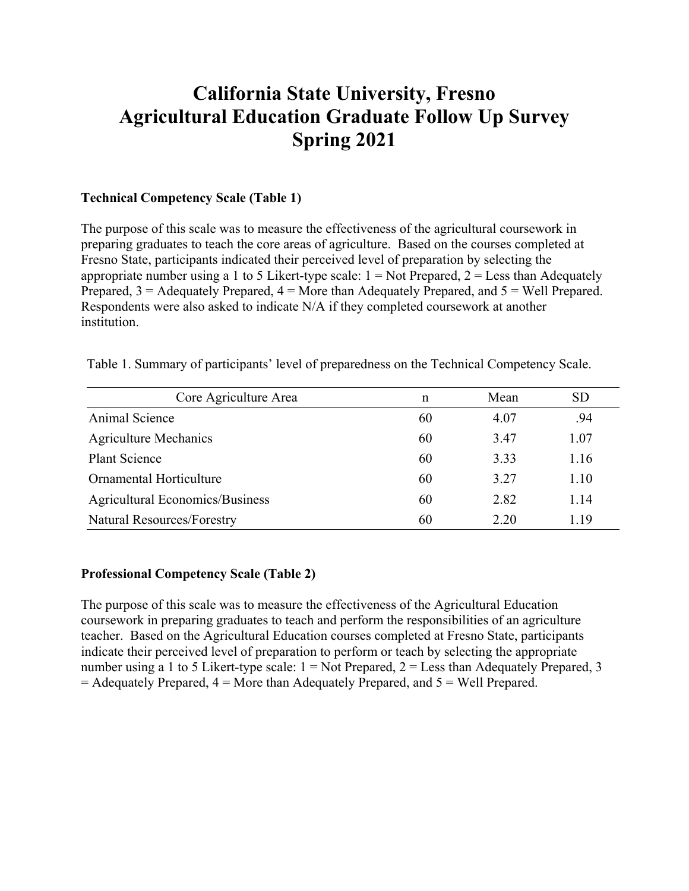# California State University, Fresno
# Agricultural Education Graduate Follow Up Survey
# Spring 2021

**Technical Competency Scale (Table 1)**

The purpose of this scale was to measure the effectiveness of the agricultural coursework in preparing graduates to teach the core areas of agriculture. Based on the courses completed at Fresno State, participants indicated their perceived level of preparation by selecting the appropriate number using a 1 to 5 Likert-type scale: 1 = Not Prepared, 2 = Less than Adequately Prepared, 3 = Adequately Prepared, 4 = More than Adequately Prepared, and 5 = Well Prepared. Respondents were also asked to indicate N/A if they completed coursework at another institution.

Table 1. Summary of participants' level of preparedness on the Technical Competency Scale.

| Core Agriculture Area | n | Mean | SD |
|---|---|---|---|
| Animal Science | 60 | 4.07 | .94 |
| Agriculture Mechanics | 60 | 3.47 | 1.07 |
| Plant Science | 60 | 3.33 | 1.16 |
| Ornamental Horticulture | 60 | 3.27 | 1.10 |
| Agricultural Economics/Business | 60 | 2.82 | 1.14 |
| Natural Resources/Forestry | 60 | 2.20 | 1.19 |

**Professional Competency Scale (Table 2)**

The purpose of this scale was to measure the effectiveness of the Agricultural Education coursework in preparing graduates to teach and perform the responsibilities of an agriculture teacher. Based on the Agricultural Education courses completed at Fresno State, participants indicate their perceived level of preparation to perform or teach by selecting the appropriate number using a 1 to 5 Likert-type scale: 1 = Not Prepared, 2 = Less than Adequately Prepared, 3 = Adequately Prepared, 4 = More than Adequately Prepared, and 5 = Well Prepared.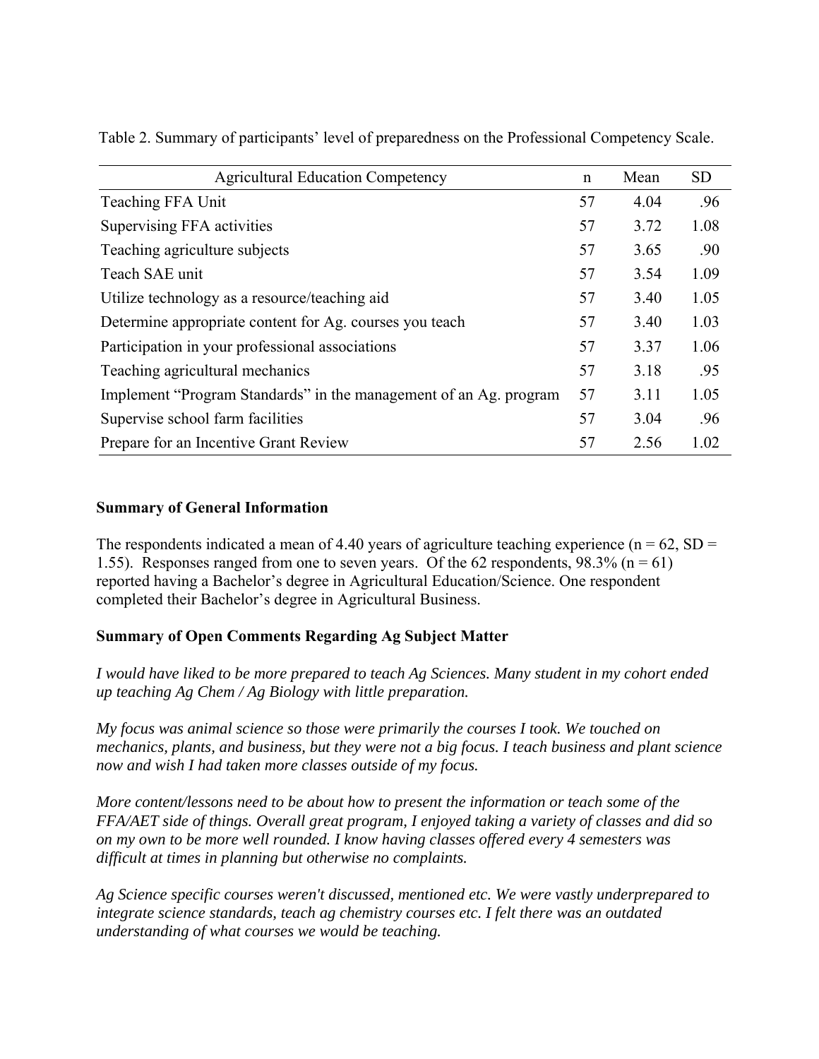Table 2. Summary of participants' level of preparedness on the Professional Competency Scale.

| Agricultural Education Competency | n | Mean | SD |
|---|---|---|---|
| Teaching FFA Unit | 57 | 4.04 | .96 |
| Supervising FFA activities | 57 | 3.72 | 1.08 |
| Teaching agriculture subjects | 57 | 3.65 | .90 |
| Teach SAE unit | 57 | 3.54 | 1.09 |
| Utilize technology as a resource/teaching aid | 57 | 3.40 | 1.05 |
| Determine appropriate content for Ag. courses you teach | 57 | 3.40 | 1.03 |
| Participation in your professional associations | 57 | 3.37 | 1.06 |
| Teaching agricultural mechanics | 57 | 3.18 | .95 |
| Implement "Program Standards" in the management of an Ag. program | 57 | 3.11 | 1.05 |
| Supervise school farm facilities | 57 | 3.04 | .96 |
| Prepare for an Incentive Grant Review | 57 | 2.56 | 1.02 |

**Summary of General Information**

The respondents indicated a mean of 4.40 years of agriculture teaching experience ($n = 62$, $SD = 1.55$). Responses ranged from one to seven years. Of the 62 respondents, 98.3% ($n = 61$) reported having a Bachelor's degree in Agricultural Education/Science. One respondent completed their Bachelor's degree in Agricultural Business.

**Summary of Open Comments Regarding Ag Subject Matter**

*I would have liked to be more prepared to teach Ag Sciences. Many student in my cohort ended up teaching Ag Chem / Ag Biology with little preparation.*

*My focus was animal science so those were primarily the courses I took. We touched on mechanics, plants, and business, but they were not a big focus. I teach business and plant science now and wish I had taken more classes outside of my focus.*

*More content/lessons need to be about how to present the information or teach some of the FFA/AET side of things. Overall great program, I enjoyed taking a variety of classes and did so on my own to be more well rounded. I know having classes offered every 4 semesters was difficult at times in planning but otherwise no complaints.*

*Ag Science specific courses weren't discussed, mentioned etc. We were vastly underprepared to integrate science standards, teach ag chemistry courses etc. I felt there was an outdated understanding of what courses we would be teaching.*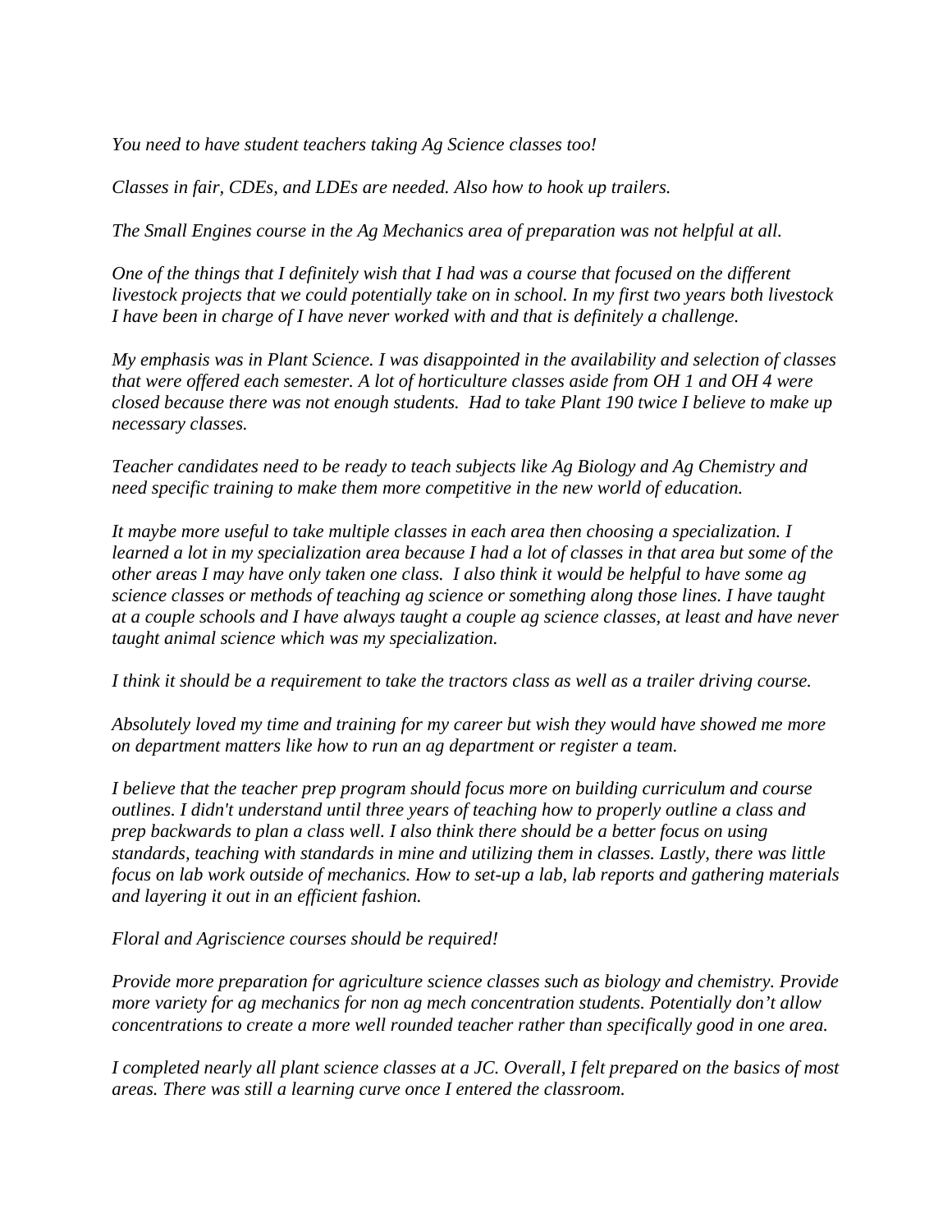*You need to have student teachers taking Ag Science classes too!*

*Classes in fair, CDEs, and LDEs are needed. Also how to hook up trailers.*

*The Small Engines course in the Ag Mechanics area of preparation was not helpful at all.*

*One of the things that I definitely wish that I had was a course that focused on the different livestock projects that we could potentially take on in school. In my first two years both livestock I have been in charge of I have never worked with and that is definitely a challenge.*

*My emphasis was in Plant Science. I was disappointed in the availability and selection of classes that were offered each semester. A lot of horticulture classes aside from OH 1 and OH 4 were closed because there was not enough students. Had to take Plant 190 twice I believe to make up necessary classes.*

*Teacher candidates need to be ready to teach subjects like Ag Biology and Ag Chemistry and need specific training to make them more competitive in the new world of education.*

*It maybe more useful to take multiple classes in each area then choosing a specialization. I learned a lot in my specialization area because I had a lot of classes in that area but some of the other areas I may have only taken one class. I also think it would be helpful to have some ag science classes or methods of teaching ag science or something along those lines. I have taught at a couple schools and I have always taught a couple ag science classes, at least and have never taught animal science which was my specialization.*

*I think it should be a requirement to take the tractors class as well as a trailer driving course.*

*Absolutely loved my time and training for my career but wish they would have showed me more on department matters like how to run an ag department or register a team.*

*I believe that the teacher prep program should focus more on building curriculum and course outlines. I didn't understand until three years of teaching how to properly outline a class and prep backwards to plan a class well. I also think there should be a better focus on using standards, teaching with standards in mine and utilizing them in classes. Lastly, there was little focus on lab work outside of mechanics. How to set-up a lab, lab reports and gathering materials and layering it out in an efficient fashion.*

*Floral and Agriscience courses should be required!*

*Provide more preparation for agriculture science classes such as biology and chemistry. Provide more variety for ag mechanics for non ag mech concentration students. Potentially don't allow concentrations to create a more well rounded teacher rather than specifically good in one area.*

*I completed nearly all plant science classes at a JC. Overall, I felt prepared on the basics of most areas. There was still a learning curve once I entered the classroom.*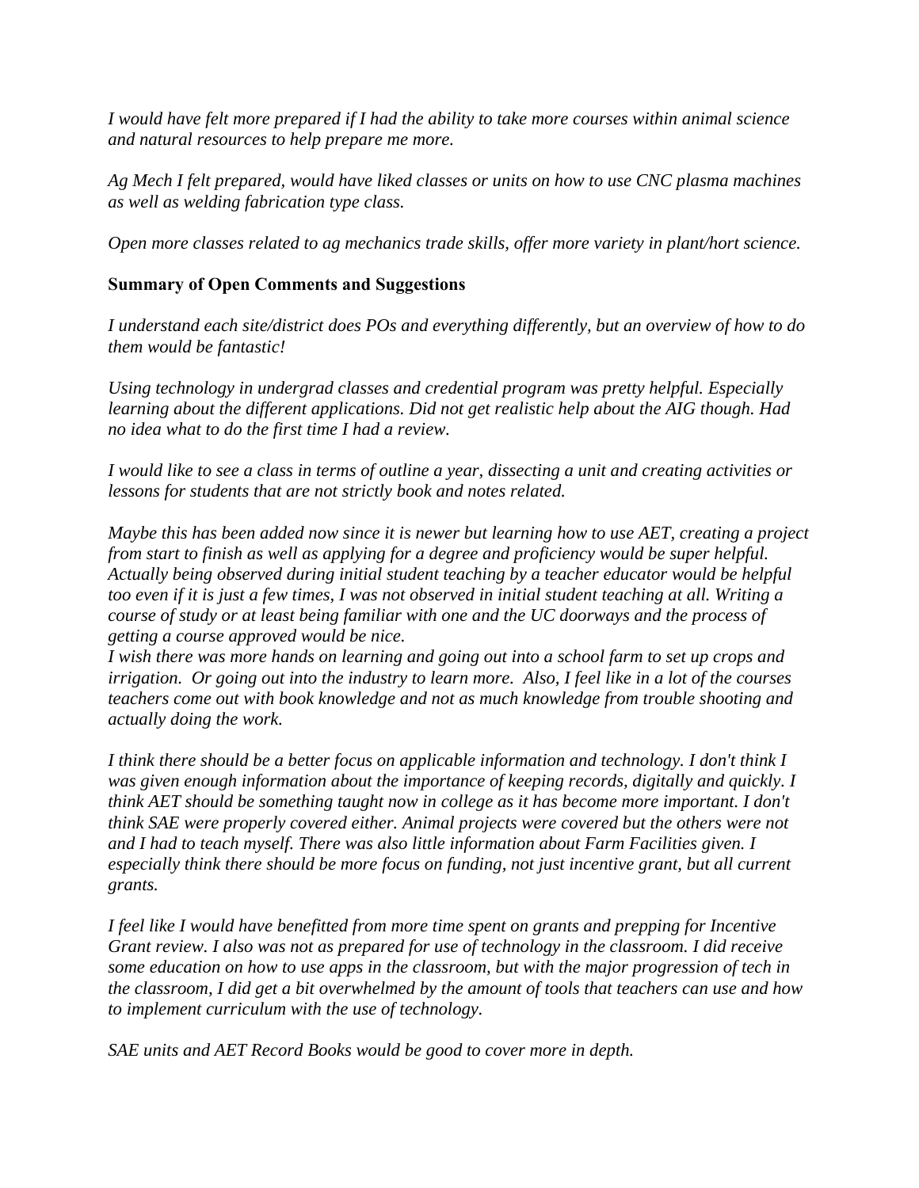*I would have felt more prepared if I had the ability to take more courses within animal science and natural resources to help prepare me more.*

*Ag Mech I felt prepared, would have liked classes or units on how to use CNC plasma machines as well as welding fabrication type class.*

*Open more classes related to ag mechanics trade skills, offer more variety in plant/hort science.*

**Summary of Open Comments and Suggestions**

*I understand each site/district does POs and everything differently, but an overview of how to do them would be fantastic!*

*Using technology in undergrad classes and credential program was pretty helpful. Especially learning about the different applications. Did not get realistic help about the AIG though. Had no idea what to do the first time I had a review.*

*I would like to see a class in terms of outline a year, dissecting a unit and creating activities or lessons for students that are not strictly book and notes related.*

*Maybe this has been added now since it is newer but learning how to use AET, creating a project from start to finish as well as applying for a degree and proficiency would be super helpful. Actually being observed during initial student teaching by a teacher educator would be helpful too even if it is just a few times, I was not observed in initial student teaching at all. Writing a course of study or at least being familiar with one and the UC doorways and the process of getting a course approved would be nice.*

*I wish there was more hands on learning and going out into a school farm to set up crops and irrigation. Or going out into the industry to learn more. Also, I feel like in a lot of the courses teachers come out with book knowledge and not as much knowledge from trouble shooting and actually doing the work.*

*I think there should be a better focus on applicable information and technology. I don't think I was given enough information about the importance of keeping records, digitally and quickly. I think AET should be something taught now in college as it has become more important. I don't think SAE were properly covered either. Animal projects were covered but the others were not and I had to teach myself. There was also little information about Farm Facilities given. I especially think there should be more focus on funding, not just incentive grant, but all current grants.*

*I feel like I would have benefitted from more time spent on grants and prepping for Incentive Grant review. I also was not as prepared for use of technology in the classroom. I did receive some education on how to use apps in the classroom, but with the major progression of tech in the classroom, I did get a bit overwhelmed by the amount of tools that teachers can use and how to implement curriculum with the use of technology.*

*SAE units and AET Record Books would be good to cover more in depth.*